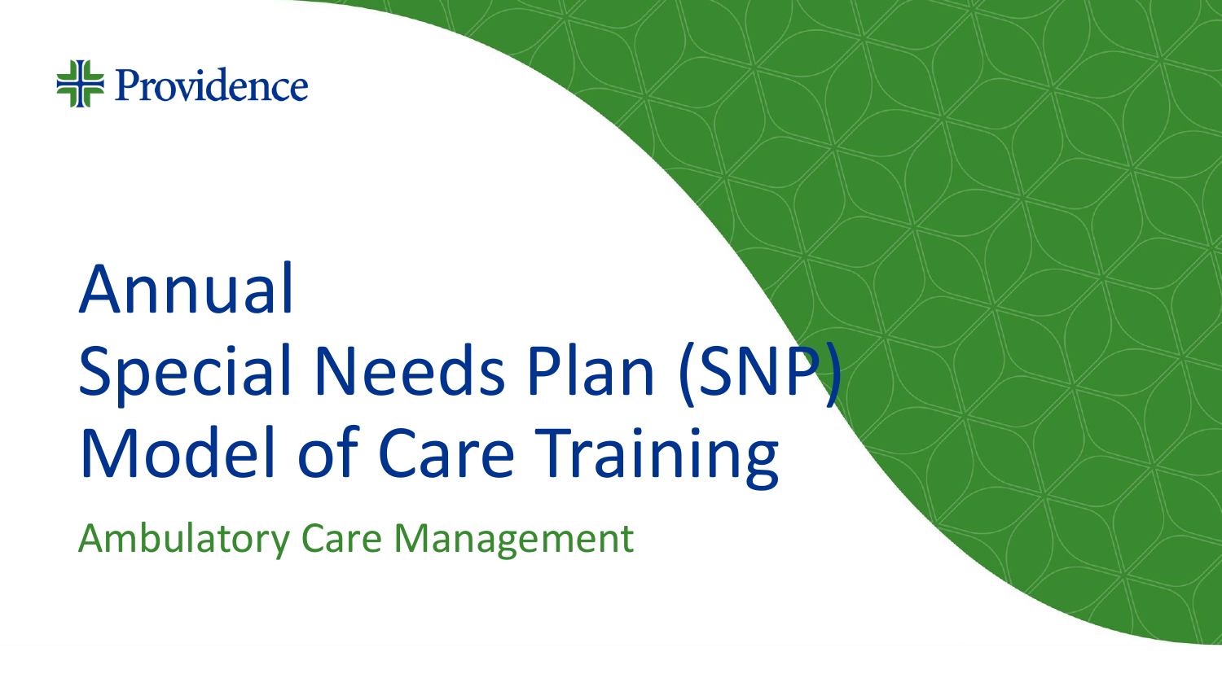Providence

# Annual Special Needs Plan (SNP) Model of Care Training

## Ambulatory Care Management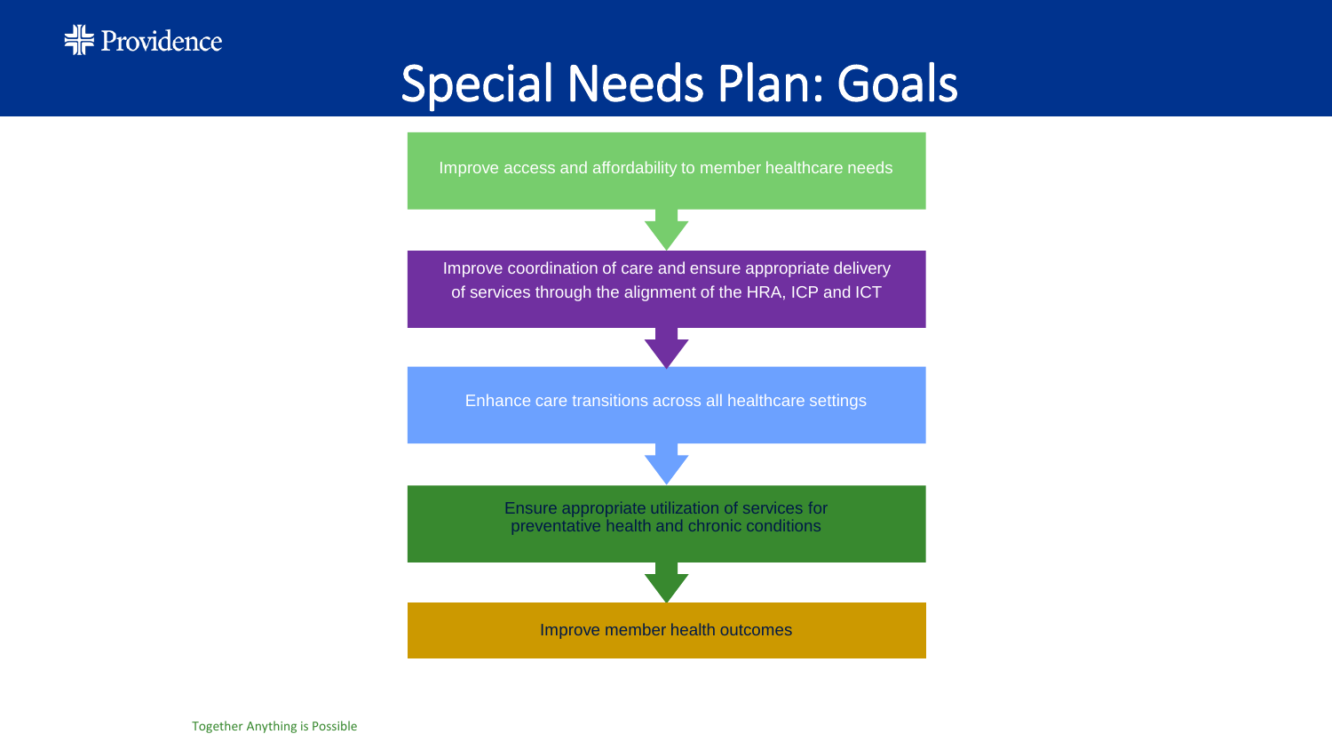# Special Needs Plan: Goals

1. Improve access and affordability to member healthcare needs
2. Improve coordination of care and ensure appropriate delivery of services through the alignment of the HRA, ICP and ICT
3. Enhance care transitions across all healthcare settings
4. Ensure appropriate utilization of services for preventative health and chronic conditions
5. Improve member health outcomes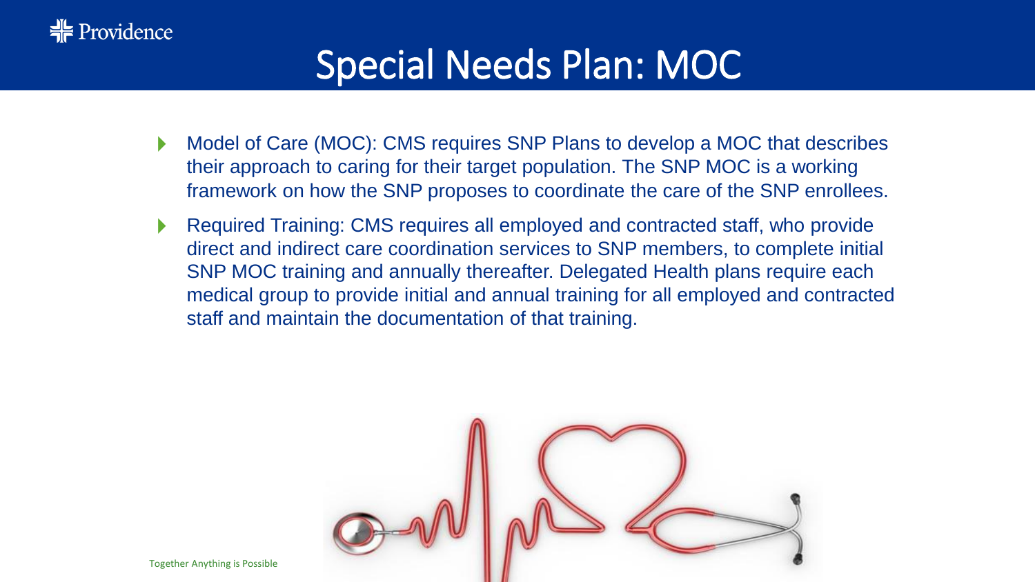# Special Needs Plan: MOC

- Model of Care (MOC): CMS requires SNP Plans to develop a MOC that describes their approach to caring for their target population. The SNP MOC is a working framework on how the SNP proposes to coordinate the care of the SNP enrollees.
- Required Training: CMS requires all employed and contracted staff, who provide direct and indirect care coordination services to SNP members, to complete initial SNP MOC training and annually thereafter. Delegated Health plans require each medical group to provide initial and annual training for all employed and contracted staff and maintain the documentation of that training.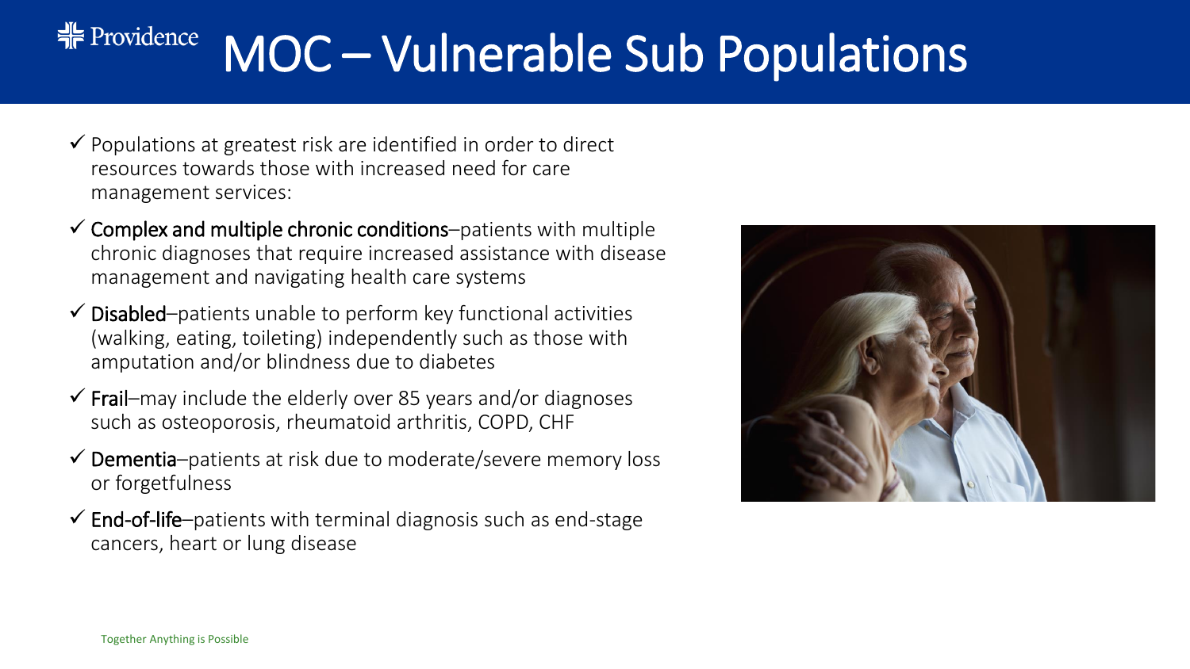# MOC – Vulnerable Sub Populations

- ✓ Populations at greatest risk are identified in order to direct resources towards those with increased need for care management services:
- ✓ **Complex and multiple chronic conditions**–patients with multiple chronic diagnoses that require increased assistance with disease management and navigating health care systems
- ✓ **Disabled**–patients unable to perform key functional activities (walking, eating, toileting) independently such as those with amputation and/or blindness due to diabetes
- ✓ **Frail**–may include the elderly over 85 years and/or diagnoses such as osteoporosis, rheumatoid arthritis, COPD, CHF
- ✓ **Dementia**–patients at risk due to moderate/severe memory loss or forgetfulness
- ✓ **End-of-life**–patients with terminal diagnosis such as end-stage cancers, heart or lung disease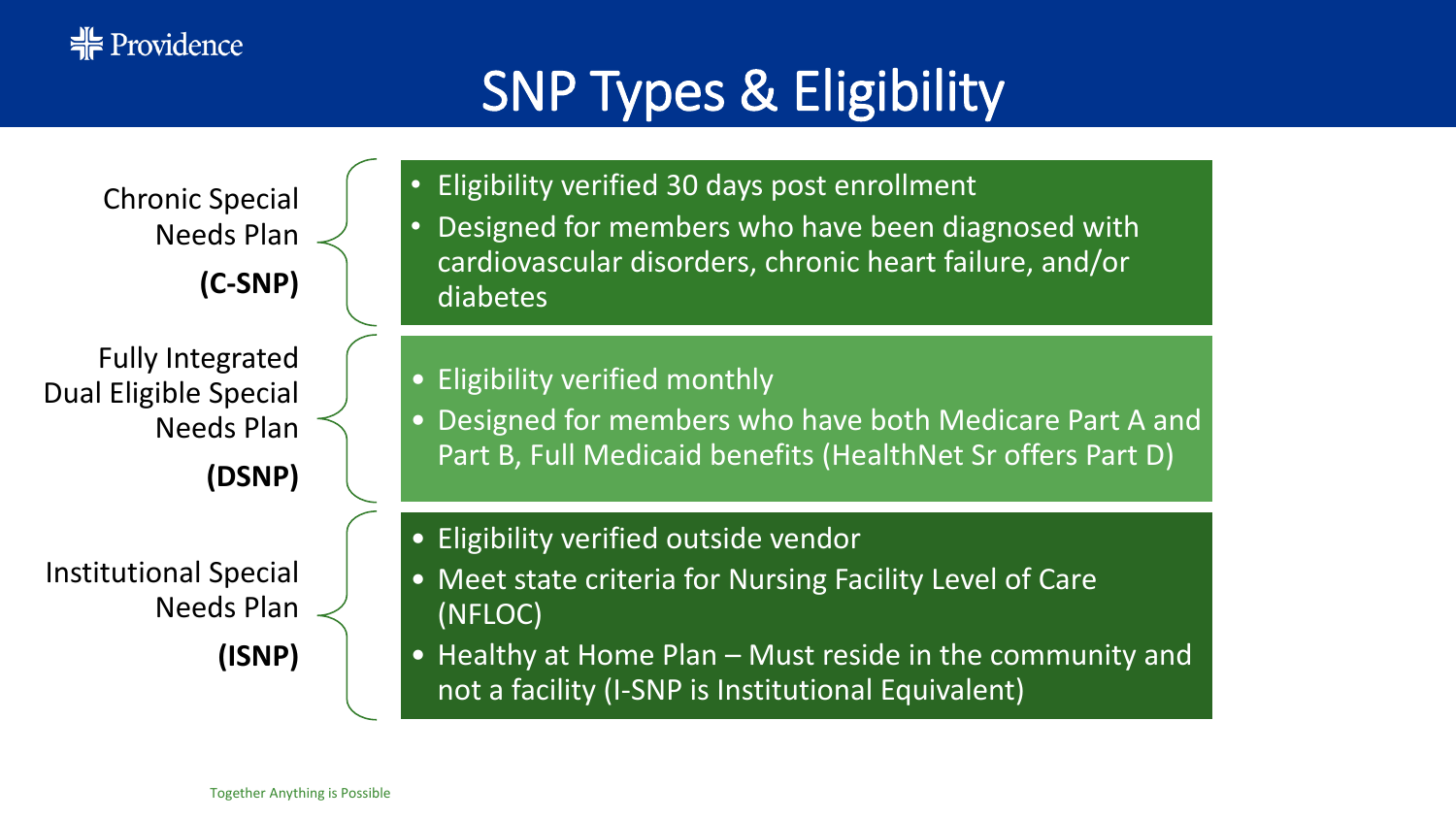# SNP Types & Eligibility

**Chronic Special Needs Plan (C-SNP)**

- Eligibility verified 30 days post enrollment
- Designed for members who have been diagnosed with cardiovascular disorders, chronic heart failure, and/or diabetes

**Fully Integrated Dual Eligible Special Needs Plan (DSNP)**

- Eligibility verified monthly
- Designed for members who have both Medicare Part A and Part B, Full Medicaid benefits (HealthNet Sr offers Part D)

**Institutional Special Needs Plan (ISNP)**

- Eligibility verified outside vendor
- Meet state criteria for Nursing Facility Level of Care (NFLOC)
- Healthy at Home Plan – Must reside in the community and not a facility (I-SNP is Institutional Equivalent)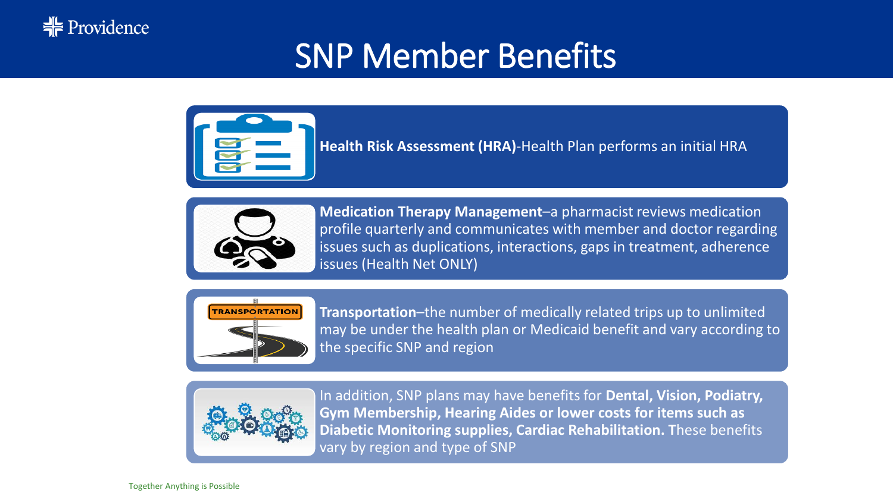# SNP Member Benefits

**Health Risk Assessment (HRA)**-Health Plan performs an initial HRA

**Medication Therapy Management**–a pharmacist reviews medication profile quarterly and communicates with member and doctor regarding issues such as duplications, interactions, gaps in treatment, adherence issues (Health Net ONLY)

**Transportation**–the number of medically related trips up to unlimited may be under the health plan or Medicaid benefit and vary according to the specific SNP and region

In addition, SNP plans may have benefits for **Dental, Vision, Podiatry, Gym Membership, Hearing Aides or lower costs for items such as Diabetic Monitoring supplies, Cardiac Rehabilitation. T**hese benefits vary by region and type of SNP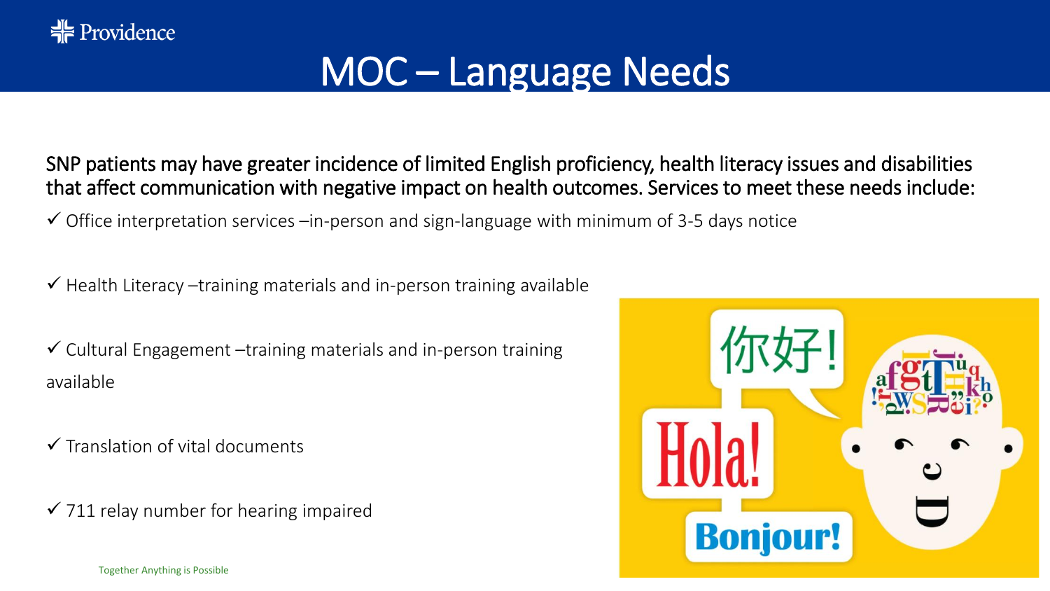# MOC – Language Needs

SNP patients may have greater incidence of limited English proficiency, health literacy issues and disabilities that affect communication with negative impact on health outcomes. Services to meet these needs include:

- ✓ Office interpretation services –in-person and sign-language with minimum of 3-5 days notice
- ✓ Health Literacy –training materials and in-person training available
- ✓ Cultural Engagement –training materials and in-person training available
- ✓ Translation of vital documents
- ✓ 711 relay number for hearing impaired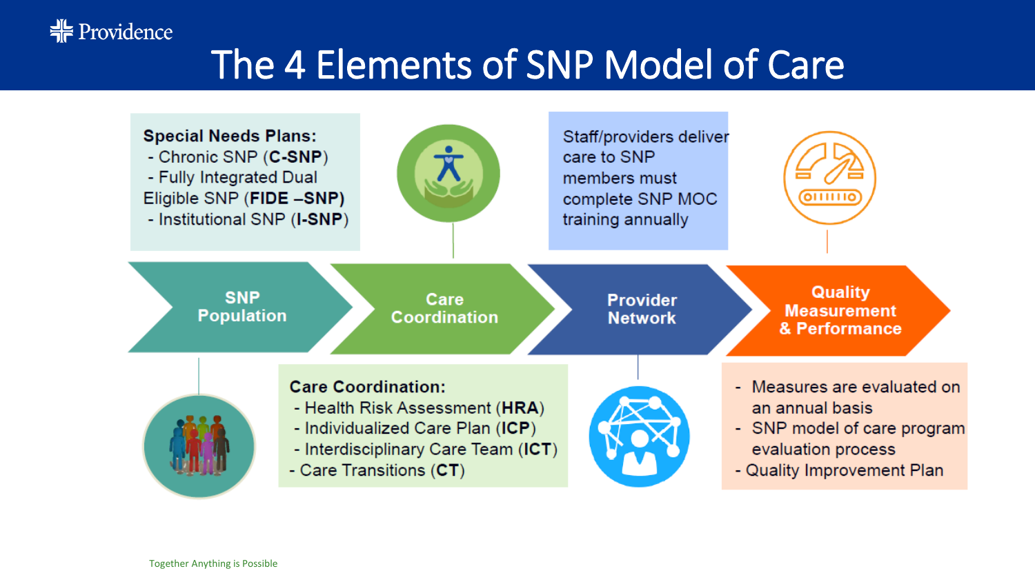# The 4 Elements of SNP Model of Care

**Special Needs Plans:**
- Chronic SNP (**C-SNP**)
- Fully Integrated Dual Eligible SNP (**FIDE –SNP**)
- Institutional SNP (**I-SNP**)

Staff/providers deliver care to SNP members must complete SNP MOC training annually

**SNP Population** → **Care Coordination** → **Provider Network** → **Quality Measurement & Performance**

**Care Coordination:**
- Health Risk Assessment (**HRA**)
- Individualized Care Plan (**ICP**)
- Interdisciplinary Care Team (**ICT**)
- Care Transitions (**CT**)

- Measures are evaluated on an annual basis
- SNP model of care program evaluation process
- Quality Improvement Plan

Together Anything is Possible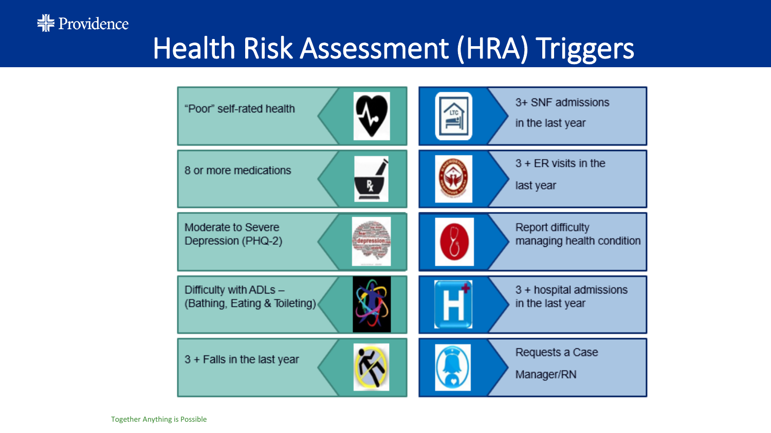# Health Risk Assessment (HRA) Triggers

- "Poor" self-rated health
- 8 or more medications
- Moderate to Severe Depression (PHQ-2)
- Difficulty with ADLs – (Bathing, Eating & Toileting)
- 3 + Falls in the last year
- 3+ SNF admissions in the last year
- 3 + ER visits in the last year
- Report difficulty managing health condition
- 3 + hospital admissions in the last year
- Requests a Case Manager/RN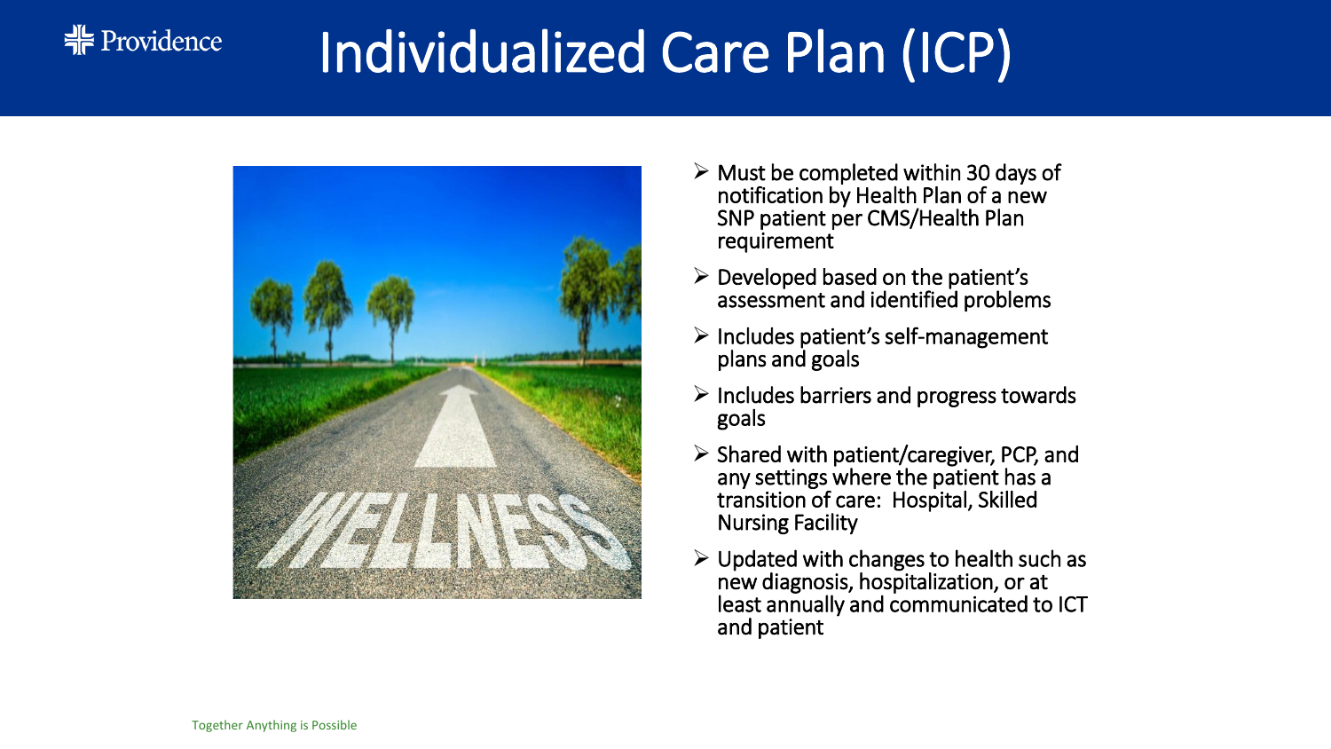# Individualized Care Plan (ICP)

- Must be completed within 30 days of notification by Health Plan of a new SNP patient per CMS/Health Plan requirement
- Developed based on the patient's assessment and identified problems
- Includes patient's self-management plans and goals
- Includes barriers and progress towards goals
- Shared with patient/caregiver, PCP, and any settings where the patient has a transition of care: Hospital, Skilled Nursing Facility
- Updated with changes to health such as new diagnosis, hospitalization, or at least annually and communicated to ICT and patient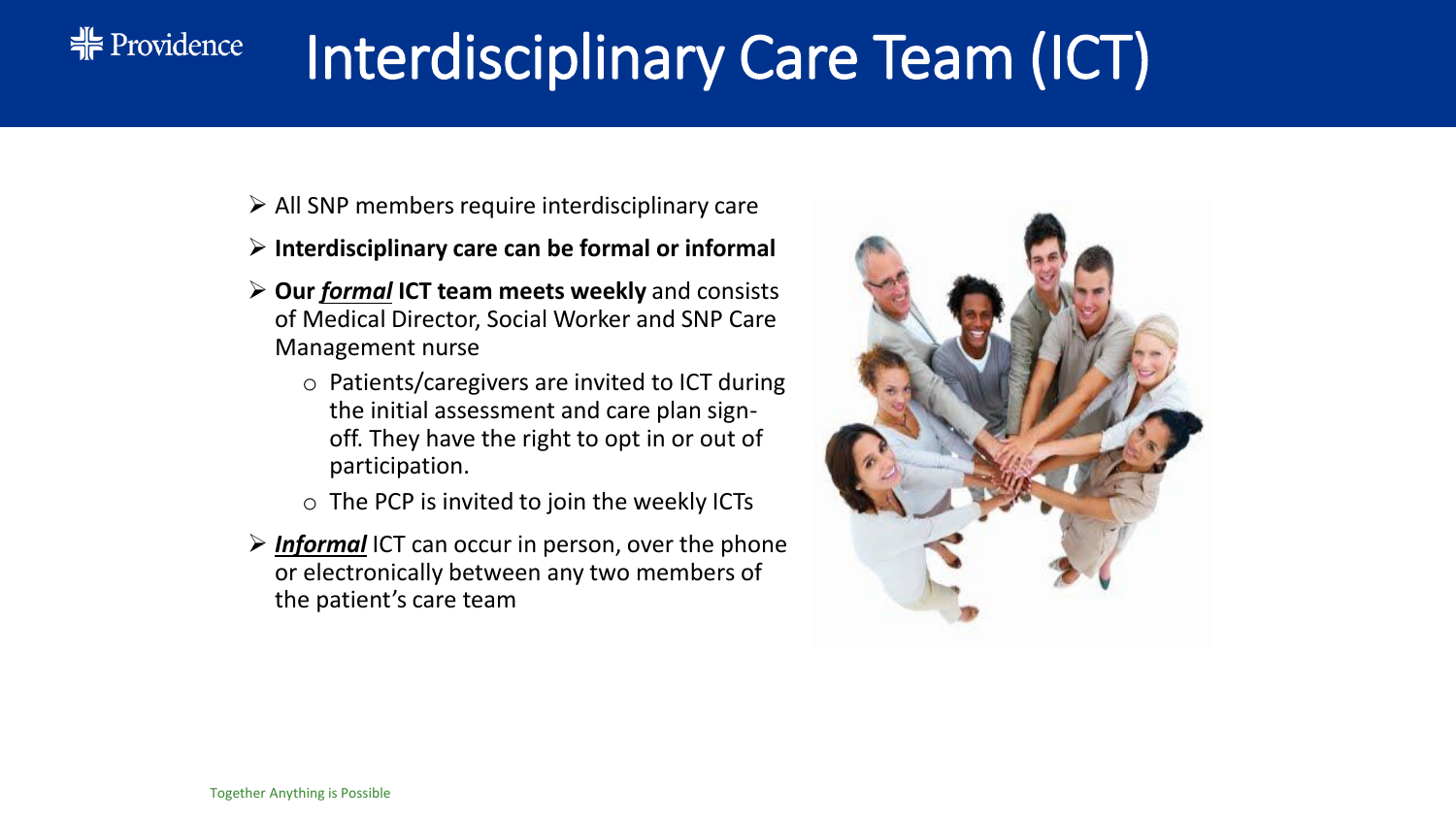# Interdisciplinary Care Team (ICT)

- All SNP members require interdisciplinary care
- **Interdisciplinary care can be formal or informal**
- **Our *formal* ICT team meets weekly** and consists of Medical Director, Social Worker and SNP Care Management nurse
  - Patients/caregivers are invited to ICT during the initial assessment and care plan sign-off. They have the right to opt in or out of participation.
  - The PCP is invited to join the weekly ICTs
- ***Informal*** ICT can occur in person, over the phone or electronically between any two members of the patient's care team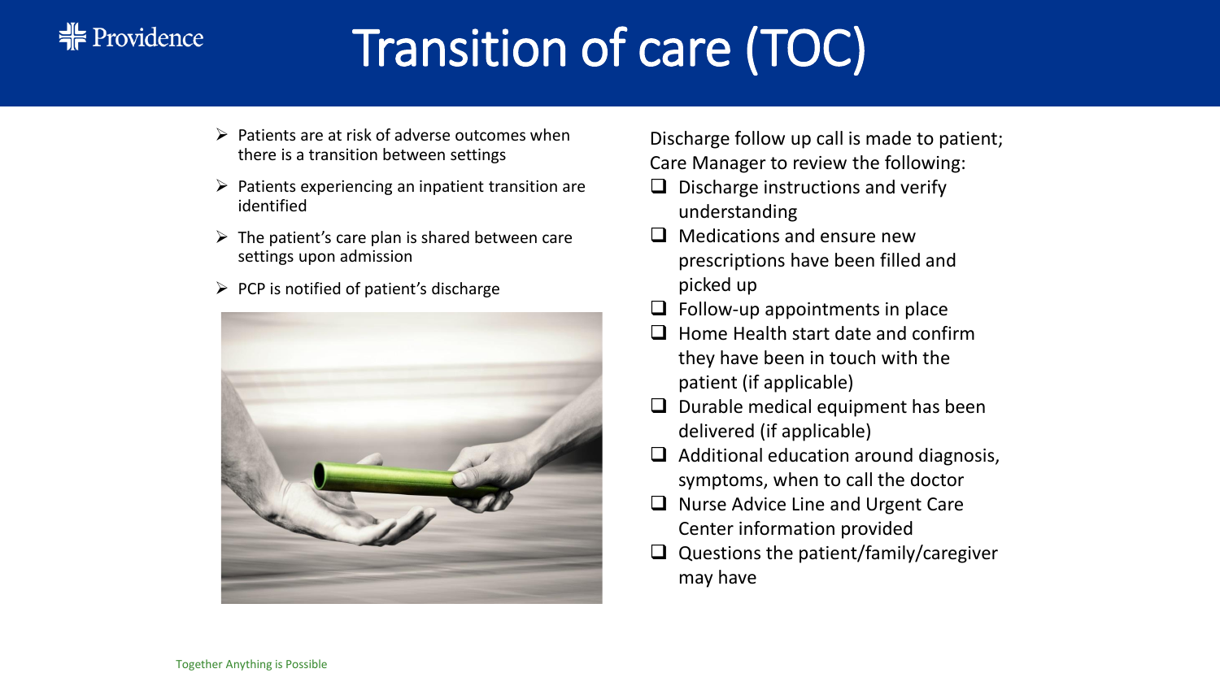# Transition of care (TOC)

- Patients are at risk of adverse outcomes when there is a transition between settings
- Patients experiencing an inpatient transition are identified
- The patient's care plan is shared between care settings upon admission
- PCP is notified of patient's discharge

Discharge follow up call is made to patient; Care Manager to review the following:

- [ ] Discharge instructions and verify understanding
- [ ] Medications and ensure new prescriptions have been filled and picked up
- [ ] Follow-up appointments in place
- [ ] Home Health start date and confirm they have been in touch with the patient (if applicable)
- [ ] Durable medical equipment has been delivered (if applicable)
- [ ] Additional education around diagnosis, symptoms, when to call the doctor
- [ ] Nurse Advice Line and Urgent Care Center information provided
- [ ] Questions the patient/family/caregiver may have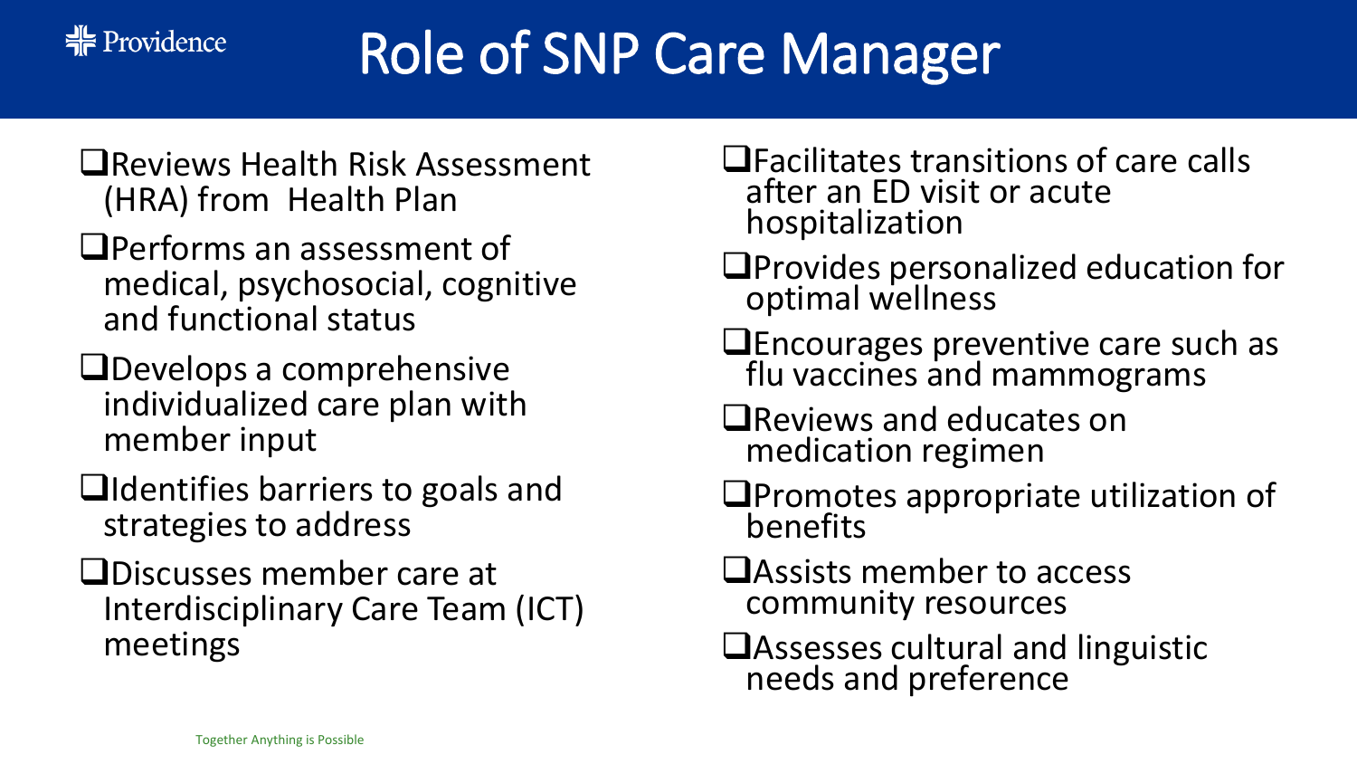# Role of SNP Care Manager

- Reviews Health Risk Assessment (HRA) from Health Plan
- Performs an assessment of medical, psychosocial, cognitive and functional status
- Develops a comprehensive individualized care plan with member input
- Identifies barriers to goals and strategies to address
- Discusses member care at Interdisciplinary Care Team (ICT) meetings
- Facilitates transitions of care calls after an ED visit or acute hospitalization
- Provides personalized education for optimal wellness
- Encourages preventive care such as flu vaccines and mammograms
- Reviews and educates on medication regimen
- Promotes appropriate utilization of benefits
- Assists member to access community resources
- Assesses cultural and linguistic needs and preference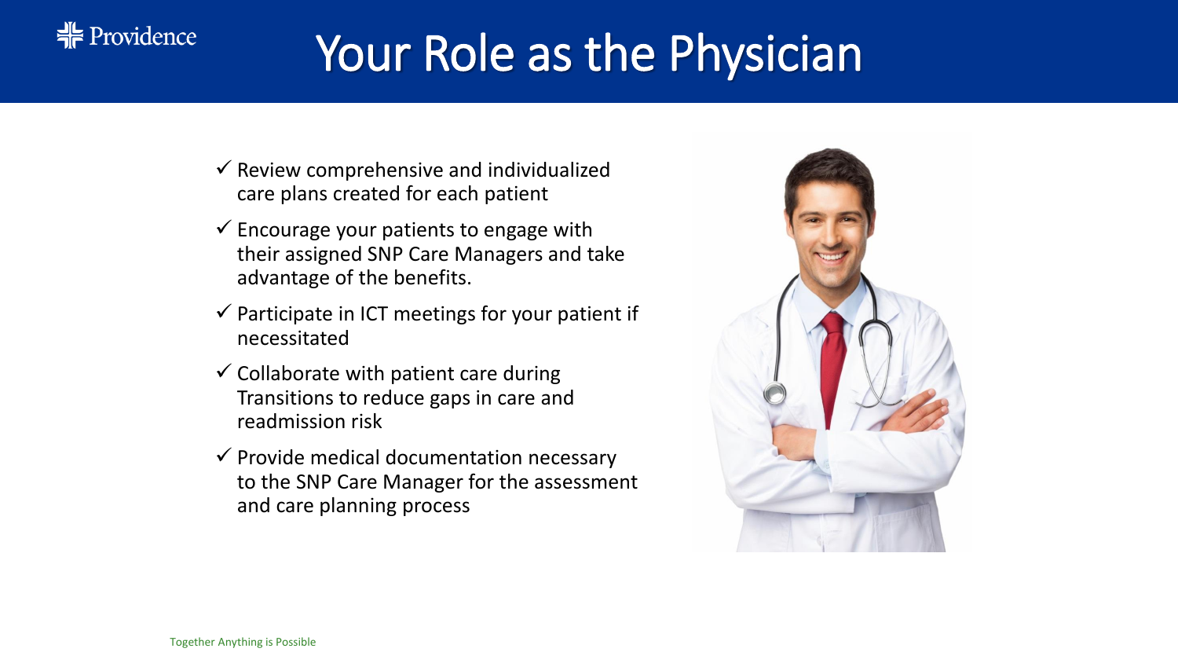# Your Role as the Physician

- ✓ Review comprehensive and individualized care plans created for each patient
- ✓ Encourage your patients to engage with their assigned SNP Care Managers and take advantage of the benefits.
- ✓ Participate in ICT meetings for your patient if necessitated
- ✓ Collaborate with patient care during Transitions to reduce gaps in care and readmission risk
- ✓ Provide medical documentation necessary to the SNP Care Manager for the assessment and care planning process